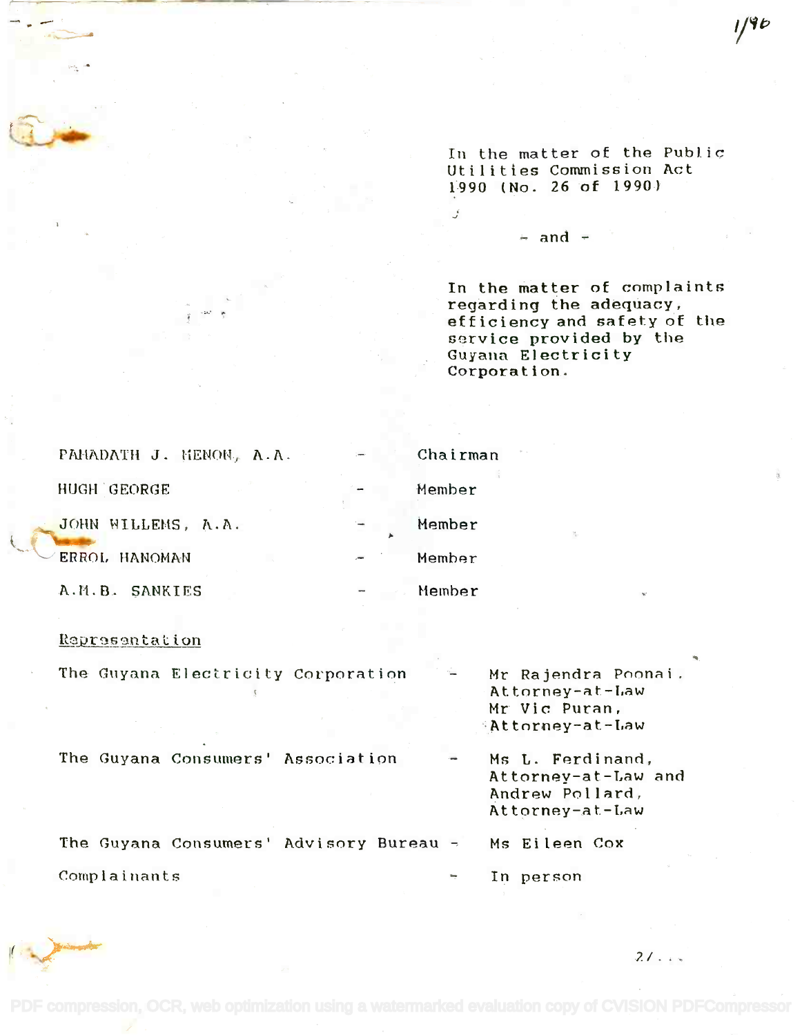In the matter of the Public Utilities Commission Act 1990 (No. 26 of 1990)

– and –

In the matter of complaints regarding the adequacy, efficiency and safety of the service provided by the Guyana Electricity Corporation.

| | | |
|---|---|---|
| PAHADATH J. MENON, A.A. | – | Chairman |
| HUGH GEORGE | – | Member |
| JOHN WILLEMS, A.A. | – | Member |
| ERROL HANOMAN | – | Member |
| A.M.B. SANKIES | – | Member |

Representation

| | | |
|---|---|---|
| The Guyana Electricity Corporation | – | Mr Rajendra Poonai, Attorney-at-Law<br>Mr Vic Puran, Attorney-at-Law |
| The Guyana Consumers' Association | – | Ms L. Ferdinand, Attorney-at-Law and Andrew Pollard, Attorney-at-Law |
| The Guyana Consumers' Advisory Bureau | – | Ms Eileen Cox |
| Complainants | – | In person |

2/...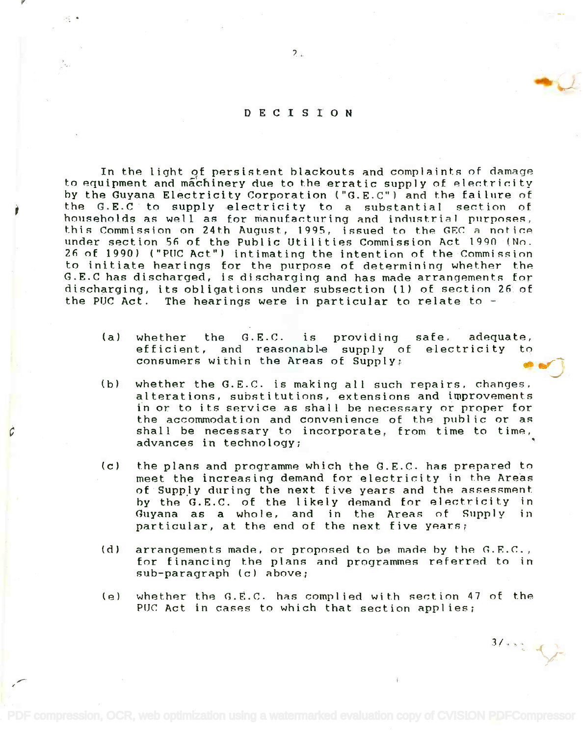# DECISION

In the light of persistent blackouts and complaints of damage to equipment and machinery due to the erratic supply of electricity by the Guyana Electricity Corporation ("G.E.C") and the failure of the G.E.C to supply electricity to a substantial section of households as well as for manufacturing and industrial purposes, this Commission on 24th August, 1995, issued to the GEC a notice under section 56 of the Public Utilities Commission Act 1990 (No. 26 of 1990) ("PUC Act") intimating the intention of the Commission to initiate hearings for the purpose of determining whether the G.E.C has discharged, is discharging and has made arrangements for discharging, its obligations under subsection (1) of section 26 of the PUC Act. The hearings were in particular to relate to -

(a) whether the G.E.C. is providing safe, adequate, efficient, and reasonable supply of electricity to consumers within the Areas of Supply;

(b) whether the G.E.C. is making all such repairs, changes, alterations, substitutions, extensions and improvements in or to its service as shall be necessary or proper for the accommodation and convenience of the public or as shall be necessary to incorporate, from time to time, advances in technology;

(c) the plans and programme which the G.E.C. has prepared to meet the increasing demand for electricity in the Areas of Supply during the next five years and the assessment by the G.E.C. of the likely demand for electricity in Guyana as a whole, and in the Areas of Supply in particular, at the end of the next five years;

(d) arrangements made, or proposed to be made by the G.E.C., for financing the plans and programmes referred to in sub-paragraph (c) above;

(e) whether the G.E.C. has complied with section 47 of the PUC Act in cases to which that section applies;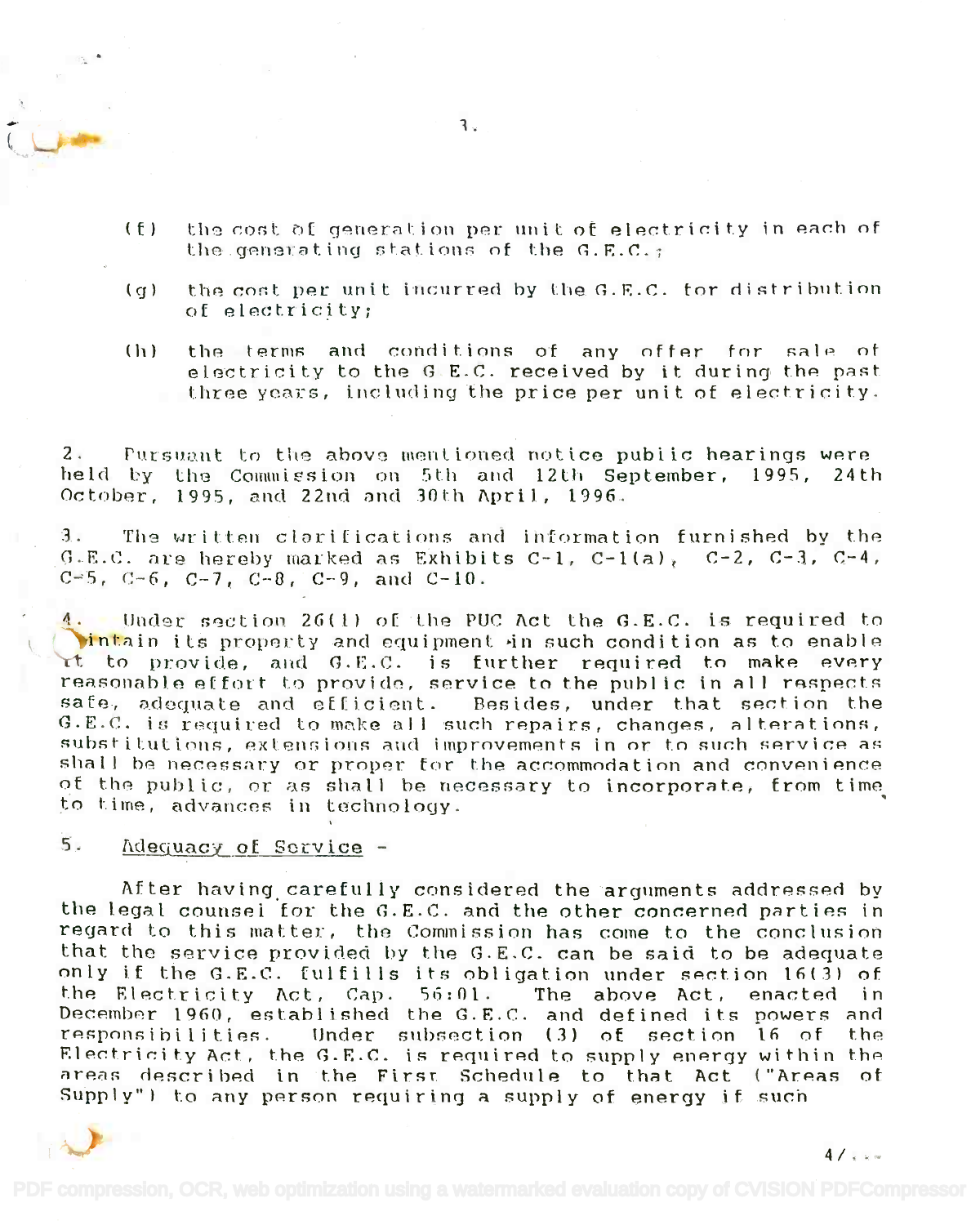(f) the cost of generation per unit of electricity in each of the generating stations of the G.E.C.;

(g) the cost per unit incurred by the G.E.C. for distribution of electricity;

(h) the terms and conditions of any offer for sale of electricity to the G E.C. received by it during the past three years, including the price per unit of electricity.

2. Pursuant to the above mentioned notice public hearings were held by the Commission on 5th and 12th September, 1995, 24th October, 1995, and 22nd and 30th April, 1996.

3. The written clarifications and information furnished by the G.E.C. are hereby marked as Exhibits C-1, C-1(a), C-2, C-3, C-4, C-5, C-6, C-7, C-8, C-9, and C-10.

4. Under section 26(1) of the PUC Act the G.E.C. is required to maintain its property and equipment in such condition as to enable it to provide, and G.E.C. is further required to make every reasonable effort to provide, service to the public in all respects safe, adequate and efficient. Besides, under that section the G.E.C. is required to make all such repairs, changes, alterations, substitutions, extensions and improvements in or to such service as shall be necessary or proper for the accommodation and convenience of the public, or as shall be necessary to incorporate, from time to time, advances in technology.

5. Adequacy of Service -

After having carefully considered the arguments addressed by the legal counsel for the G.E.C. and the other concerned parties in regard to this matter, the Commission has come to the conclusion that the service provided by the G.E.C. can be said to be adequate only if the G.E.C. fulfills its obligation under section 16(3) of the Electricity Act, Cap. 56:01. The above Act, enacted in December 1960, established the G.E.C. and defined its powers and responsibilities. Under subsection (3) of section 16 of the Electricity Act, the G.E.C. is required to supply energy within the areas described in the First Schedule to that Act ("Areas of Supply") to any person requiring a supply of energy if such

4/...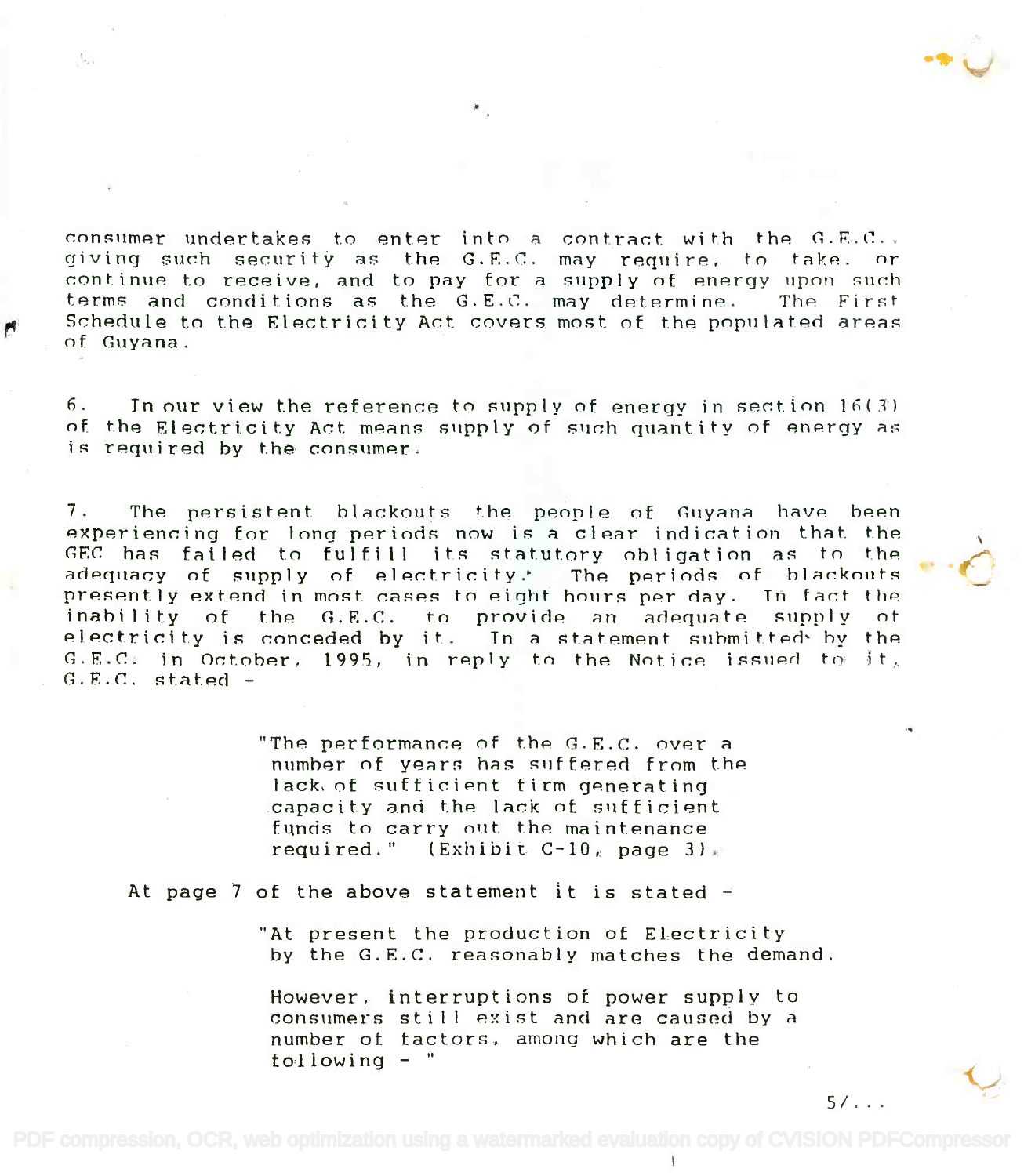consumer undertakes to enter into a contract with the G.E.C., giving such security as the G.E.C. may require, to take, or continue to receive, and to pay for a supply of energy upon such terms and conditions as the G.E.C. may determine. The First Schedule to the Electricity Act covers most of the populated areas of Guyana.

6. In our view the reference to supply of energy in section 16(3) of the Electricity Act means supply of such quantity of energy as is required by the consumer.

7. The persistent blackouts the people of Guyana have been experiencing for long periods now is a clear indication that the GEC has failed to fulfill its statutory obligation as to the adequacy of supply of electricity. The periods of blackouts presently extend in most cases to eight hours per day. In fact the inability of the G.E.C. to provide an adequate supply of electricity is conceded by it. In a statement submitted by the G.E.C. in October, 1995, in reply to the Notice issued to it, G.E.C. stated -

> "The performance of the G.E.C. over a number of years has suffered from the lack of sufficient firm generating capacity and the lack of sufficient funds to carry out the maintenance required." (Exhibit C-10, page 3).

At page 7 of the above statement it is stated -

> "At present the production of Electricity by the G.E.C. reasonably matches the demand.
>
> However, interruptions of power supply to consumers still exist and are caused by a number of factors, among which are the following - "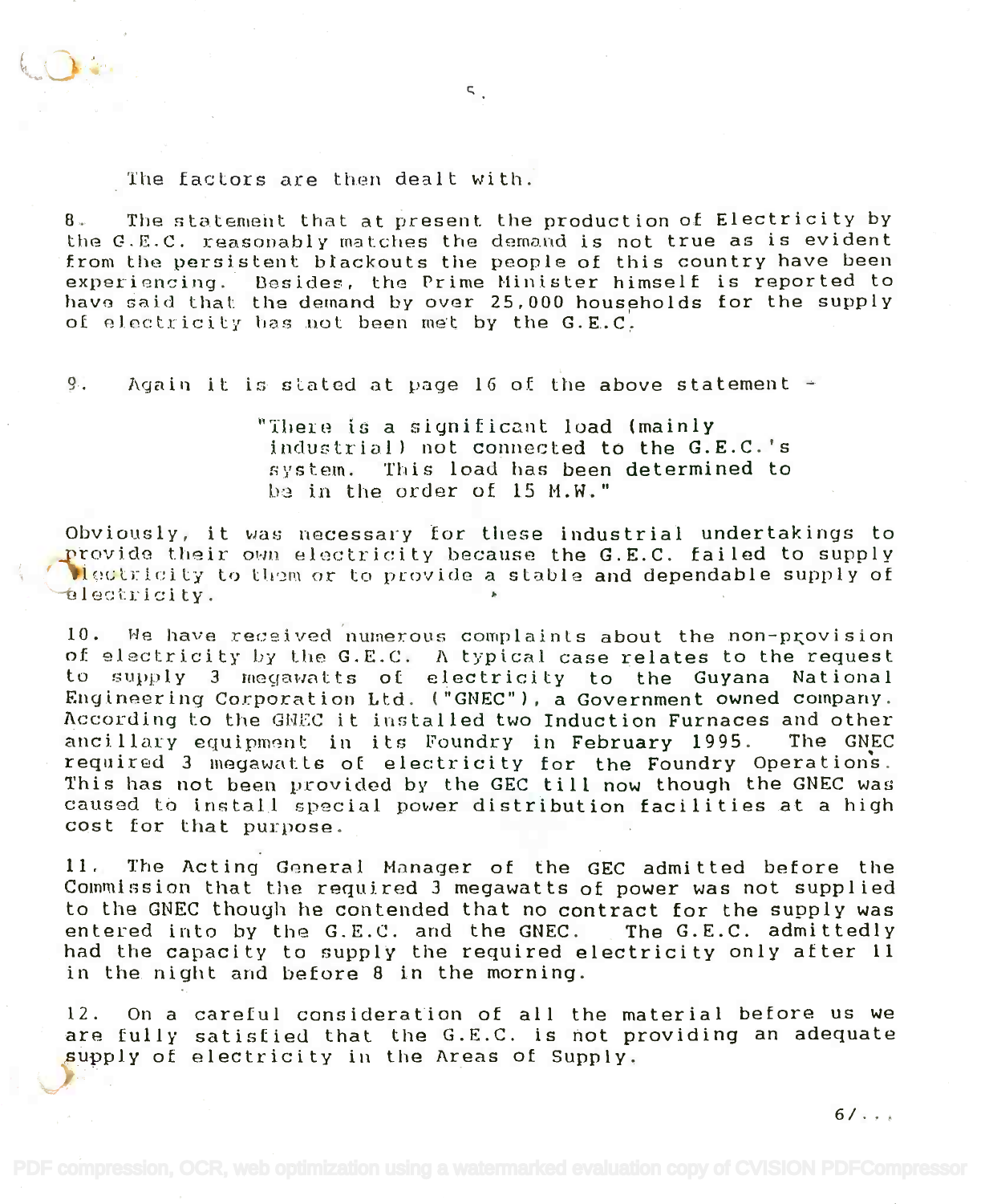The factors are then dealt with.

8. The statement that at present the production of Electricity by the G.E.C. reasonably matches the demand is not true as is evident from the persistent blackouts the people of this country have been experiencing. Besides, the Prime Minister himself is reported to have said that the demand by over 25,000 households for the supply of electricity has not been met by the G.E.C.

9. Again it is stated at page 16 of the above statement -

> "There is a significant load (mainly industrial) not connected to the G.E.C.'s system. This load has been determined to be in the order of 15 M.W."

Obviously, it was necessary for these industrial undertakings to provide their own electricity because the G.E.C. failed to supply electricity to them or to provide a stable and dependable supply of electricity.

10. We have received numerous complaints about the non-provision of electricity by the G.E.C. A typical case relates to the request to supply 3 megawatts of electricity to the Guyana National Engineering Corporation Ltd. ("GNEC"), a Government owned company. According to the GNEC it installed two Induction Furnaces and other ancillary equipment in its Foundry in February 1995. The GNEC required 3 megawatts of electricity for the Foundry Operations. This has not been provided by the GEC till now though the GNEC was caused to install special power distribution facilities at a high cost for that purpose.

11. The Acting General Manager of the GEC admitted before the Commission that the required 3 megawatts of power was not supplied to the GNEC though he contended that no contract for the supply was entered into by the G.E.C. and the GNEC. The G.E.C. admittedly had the capacity to supply the required electricity only after 11 in the night and before 8 in the morning.

12. On a careful consideration of all the material before us we are fully satisfied that the G.E.C. is not providing an adequate supply of electricity in the Areas of Supply.

6/...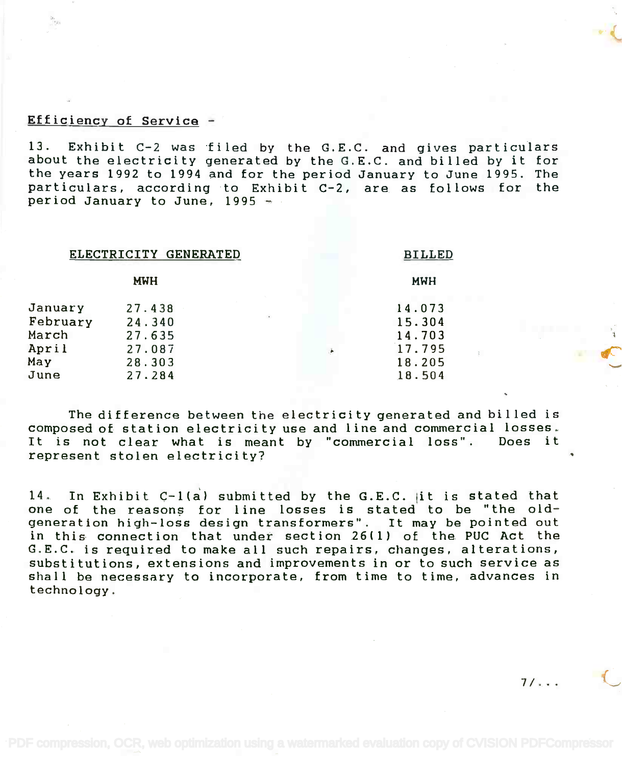<u>Efficiency of Service</u> -

13. Exhibit C-2 was filed by the G.E.C. and gives particulars about the electricity generated by the G.E.C. and billed by it for the years 1992 to 1994 and for the period January to June 1995. The particulars, according to Exhibit C-2, are as follows for the period January to June, 1995 -

| | ELECTRICITY GENERATED | BILLED |
|---|---|---|
| | MWH | MWH |
| January | 27.438 | 14.073 |
| February | 24.340 | 15.304 |
| March | 27.635 | 14.703 |
| April | 27.087 | 17.795 |
| May | 28.303 | 18.205 |
| June | 27.284 | 18.504 |

The difference between the electricity generated and billed is composed of station electricity use and line and commercial losses. It is not clear what is meant by "commercial loss". Does it represent stolen electricity?

14. In Exhibit C-1(a) submitted by the G.E.C. it is stated that one of the reasons for line losses is stated to be "the old-generation high-loss design transformers". It may be pointed out in this connection that under section 26(1) of the PUC Act the G.E.C. is required to make all such repairs, changes, alterations, substitutions, extensions and improvements in or to such service as shall be necessary to incorporate, from time to time, advances in technology.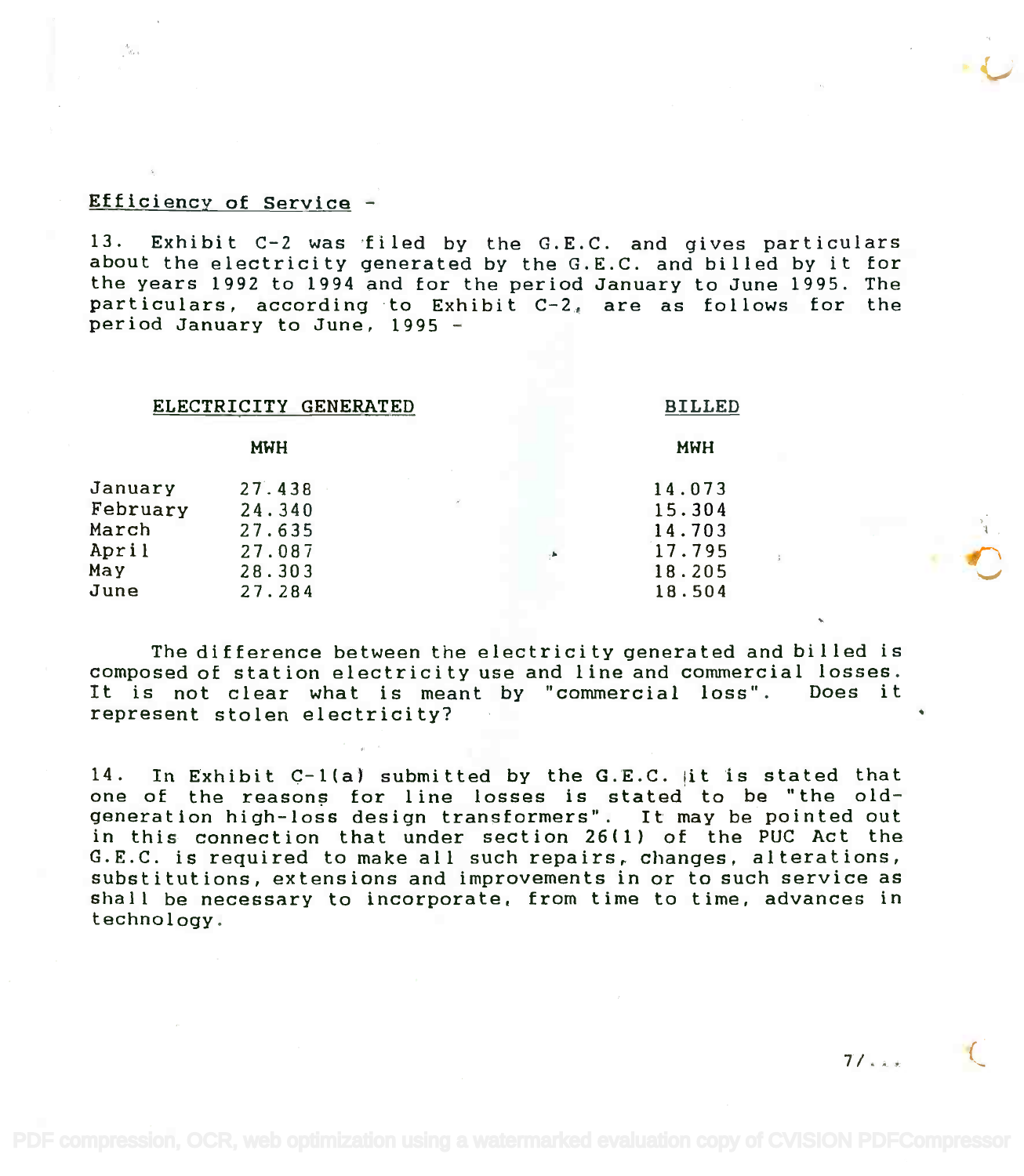Efficiency of Service -

13. Exhibit C-2 was filed by the G.E.C. and gives particulars about the electricity generated by the G.E.C. and billed by it for the years 1992 to 1994 and for the period January to June 1995. The particulars, according to Exhibit C-2, are as follows for the period January to June, 1995 -

| | ELECTRICITY GENERATED | BILLED |
|---|---|---|
| | MWH | MWH |
| January | 27.438 | 14.073 |
| February | 24.340 | 15.304 |
| March | 27.635 | 14.703 |
| April | 27.087 | 17.795 |
| May | 28.303 | 18.205 |
| June | 27.284 | 18.504 |

The difference between the electricity generated and billed is composed of station electricity use and line and commercial losses. It is not clear what is meant by "commercial loss". Does it represent stolen electricity?

14. In Exhibit C-1(a) submitted by the G.E.C. it is stated that one of the reasons for line losses is stated to be "the old-generation high-loss design transformers". It may be pointed out in this connection that under section 26(1) of the PUC Act the G.E.C. is required to make all such repairs, changes, alterations, substitutions, extensions and improvements in or to such service as shall be necessary to incorporate, from time to time, advances in technology.

7/...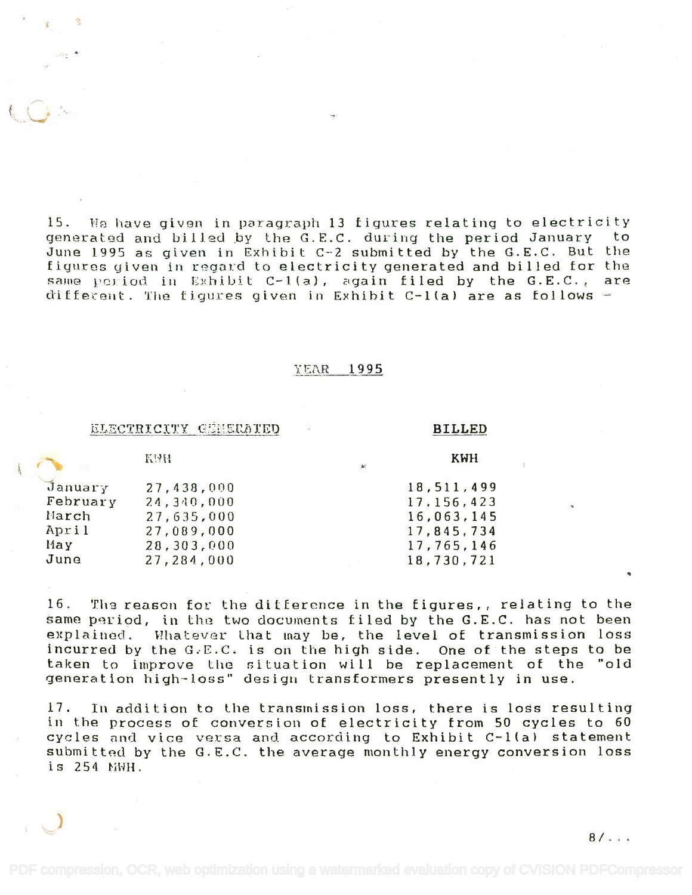15. We have given in paragraph 13 figures relating to electricity generated and billed by the G.E.C. during the period January to June 1995 as given in Exhibit C-2 submitted by the G.E.C. But the figures given in regard to electricity generated and billed for the same period in Exhibit C-1(a), again filed by the G.E.C., are different. The figures given in Exhibit C-1(a) are as follows -

YEAR 1995

| | ELECTRICITY GENERATED | BILLED |
|---|---|---|
| | KWH | KWH |
| January | 27,438,000 | 18,511,499 |
| February | 24,340,000 | 17,156,423 |
| March | 27,635,000 | 16,063,145 |
| April | 27,089,000 | 17,845,734 |
| May | 28,303,000 | 17,765,146 |
| June | 27,284,000 | 18,730,721 |

16. The reason for the difference in the figures,, relating to the same period, in the two documents filed by the G.E.C. has not been explained. Whatever that may be, the level of transmission loss incurred by the G.E.C. is on the high side. One of the steps to be taken to improve the situation will be replacement of the "old generation high-loss" design transformers presently in use.

17. In addition to the transmission loss, there is loss resulting in the process of conversion of electricity from 50 cycles to 60 cycles and vice versa and according to Exhibit C-1(a) statement submitted by the G.E.C. the average monthly energy conversion loss is 254 MWH.

8/...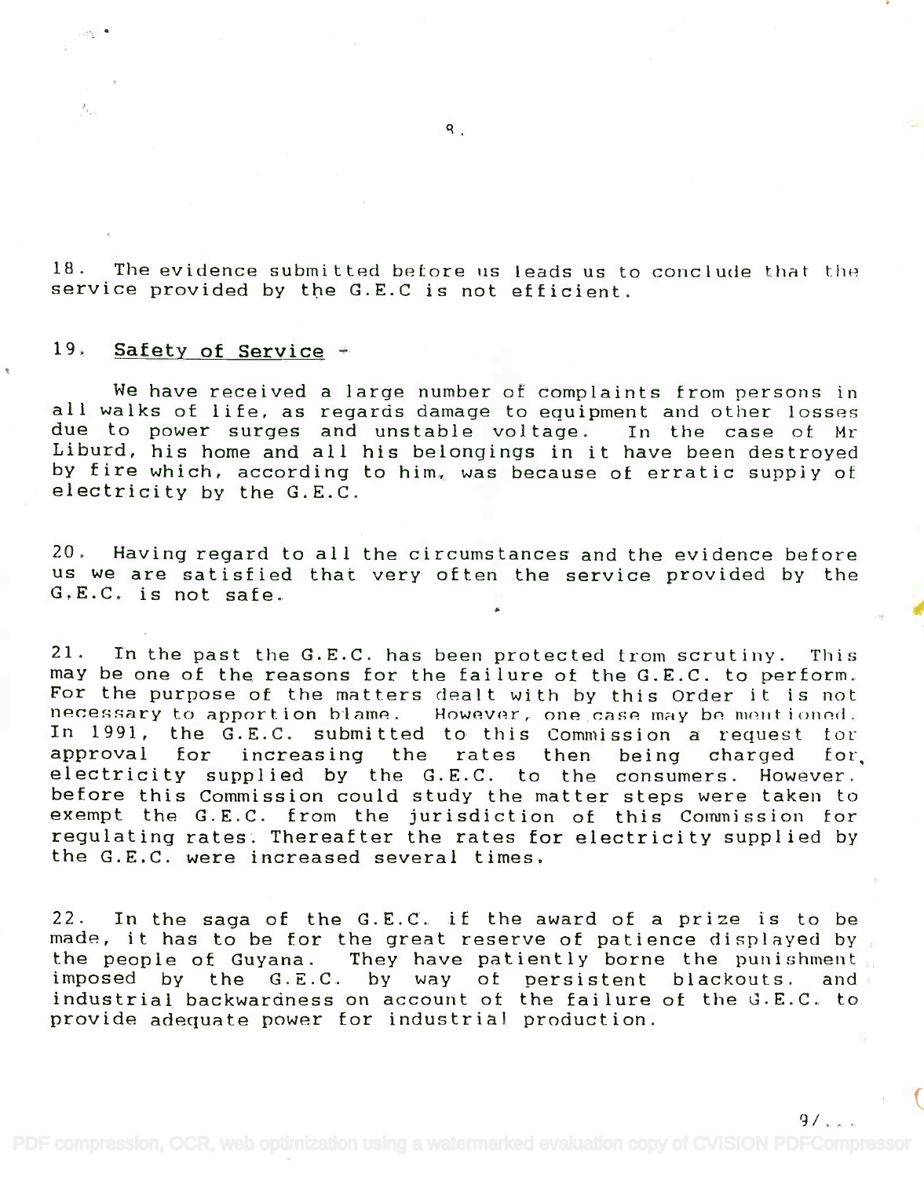18. The evidence submitted before us leads us to conclude that the service provided by the G.E.C is not efficient.

19. <u>Safety of Service</u> -

We have received a large number of complaints from persons in all walks of life, as regards damage to equipment and other losses due to power surges and unstable voltage. In the case of Mr Liburd, his home and all his belongings in it have been destroyed by fire which, according to him, was because of erratic suppiy of electricity by the G.E.C.

20. Having regard to all the circumstances and the evidence before us we are satisfied that very often the service provided by the G.E.C. is not safe.

21. In the past the G.E.C. has been protected from scrutiny. This may be one of the reasons for the failure of the G.E.C. to perform. For the purpose of the matters dealt with by this Order it is not necessary to apportion blame. However, one case may be mentioned. In 1991, the G.E.C. submitted to this Commission a request for approval for increasing the rates then being charged for electricity supplied by the G.E.C. to the consumers. However. before this Commission could study the matter steps were taken to exempt the G.E.C. from the jurisdiction of this Commission for regulating rates. Thereafter the rates for electricity supplied by the G.E.C. were increased several times.

22. In the saga of the G.E.C. if the award of a prize is to be made, it has to be for the great reserve of patience displayed by the people of Guyana. They have patiently borne the punishment imposed by the G.E.C. by way of persistent blackouts. and industrial backwardness on account of the failure of the G.E.C. to provide adequate power for industrial production.

9/...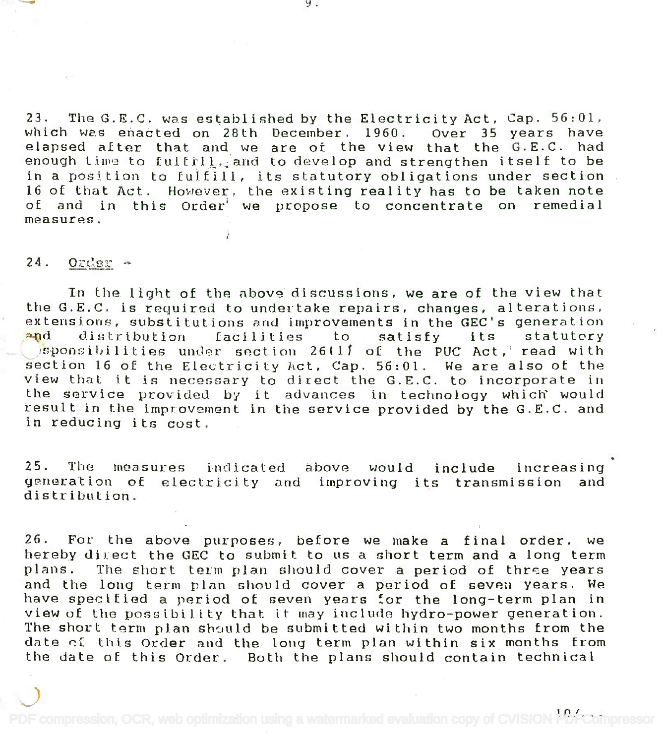23. The G.E.C. was established by the Electricity Act, Cap. 56:01, which was enacted on 28th December, 1960. Over 35 years have elapsed after that and we are of the view that the G.E.C. had enough time to fulfill, and to develop and strengthen itself to be in a position to fulfill, its statutory obligations under section 16 of that Act. However, the existing reality has to be taken note of and in this Order we propose to concentrate on remedial measures.

24. Order -

In the light of the above discussions, we are of the view that the G.E.C. is required to undertake repairs, changes, alterations, extensions, substitutions and improvements in the GEC's generation and distribution facilities to satisfy its statutory responsibilities under section 26(1) of the PUC Act, read with section 16 of the Electricity Act, Cap. 56:01. We are also of the view that it is necessary to direct the G.E.C. to incorporate in the service provided by it advances in technology which would result in the improvement in the service provided by the G.E.C. and in reducing its cost.

25. The measures indicated above would include increasing generation of electricity and improving its transmission and distribution.

26. For the above purposes, before we make a final order, we hereby direct the GEC to submit to us a short term and a long term plans. The short term plan should cover a period of three years and the long term plan should cover a period of seven years. We have specified a period of seven years for the long-term plan in view of the possibility that it may include hydro-power generation. The short term plan should be submitted within two months from the date of this Order and the long term plan within six months from the date of this Order. Both the plans should contain technical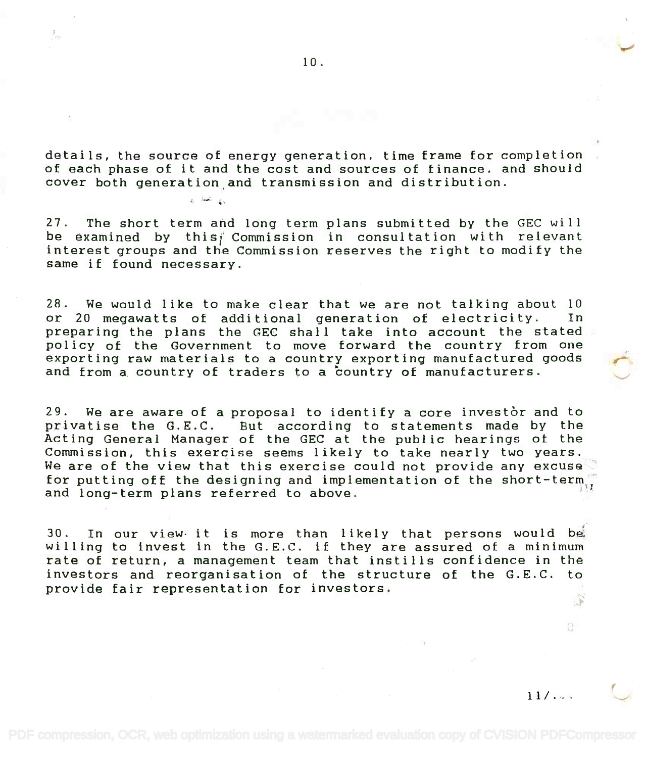details, the source of energy generation, time frame for completion of each phase of it and the cost and sources of finance. and should cover both generation and transmission and distribution.

27. The short term and long term plans submitted by the GEC will be examined by this Commission in consultation with relevant interest groups and the Commission reserves the right to modify the same if found necessary.

28. We would like to make clear that we are not talking about 10 or 20 megawatts of additional generation of electricity. In preparing the plans the GEC shall take into account the stated policy of the Government to move forward the country from one exporting raw materials to a country exporting manufactured goods and from a country of traders to a country of manufacturers.

29. We are aware of a proposal to identify a core investor and to privatise the G.E.C. But according to statements made by the Acting General Manager of the GEC at the public hearings of the Commission, this exercise seems likely to take nearly two years. We are of the view that this exercise could not provide any excuse for putting off the designing and implementation of the short-term and long-term plans referred to above.

30. In our view it is more than likely that persons would be willing to invest in the G.E.C. if they are assured of a minimum rate of return, a management team that instills confidence in the investors and reorganisation of the structure of the G.E.C. to provide fair representation for investors.

11/...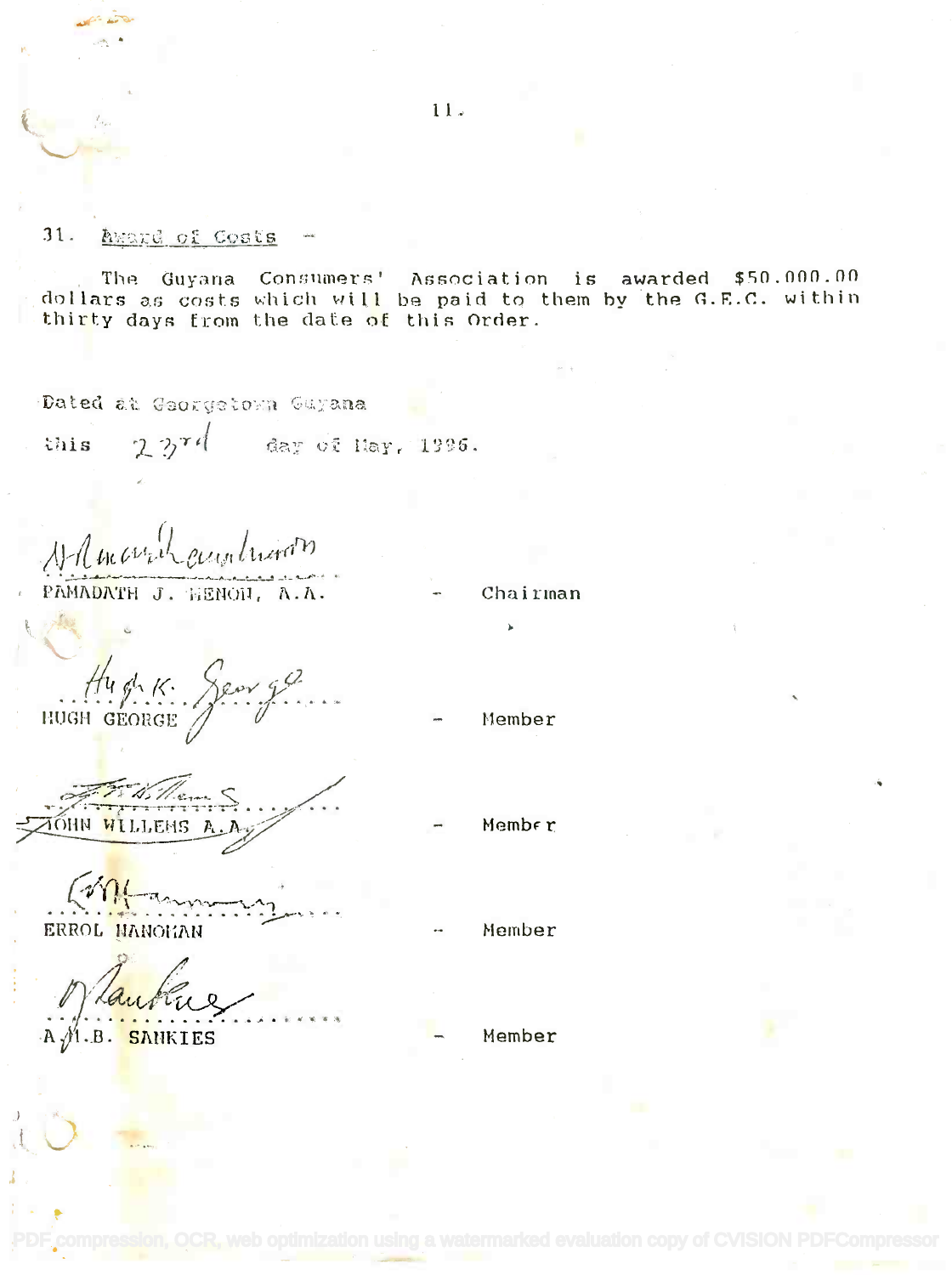31. Award of Costs –

The Guyana Consumers' Association is awarded $50.000.00 dollars as costs which will be paid to them by the G.E.C. within thirty days from the date of this Order.

Dated at Georgetown Guyana

this 23rd day of May, 1996.

PAMADATH J. MENON, A.A. – Chairman

HUGH GEORGE – Member

JOHN WILLEMS A.A. – Member

ERROL HANOMAN – Member

A.M.B. SANKIES – Member